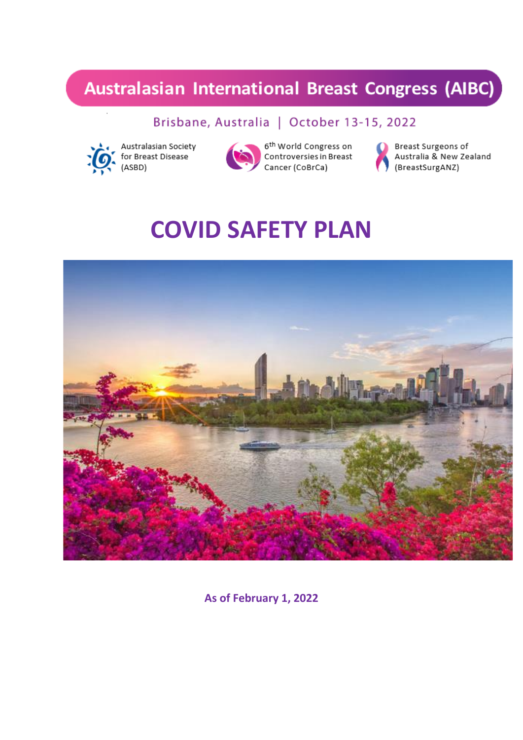# Australasian International Breast Congress (AIBC)

Brisbane, Australia | October 13-15, 2022

Australasian Society for Breast Disease (ASBD)

6th World Congress on Controversies in Breast Cancer (CoBrCa)

Breast Surgeons of Australia & New Zealand (BreastSurgANZ)

# COVID SAFETY PLAN

**As of February 1, 2022**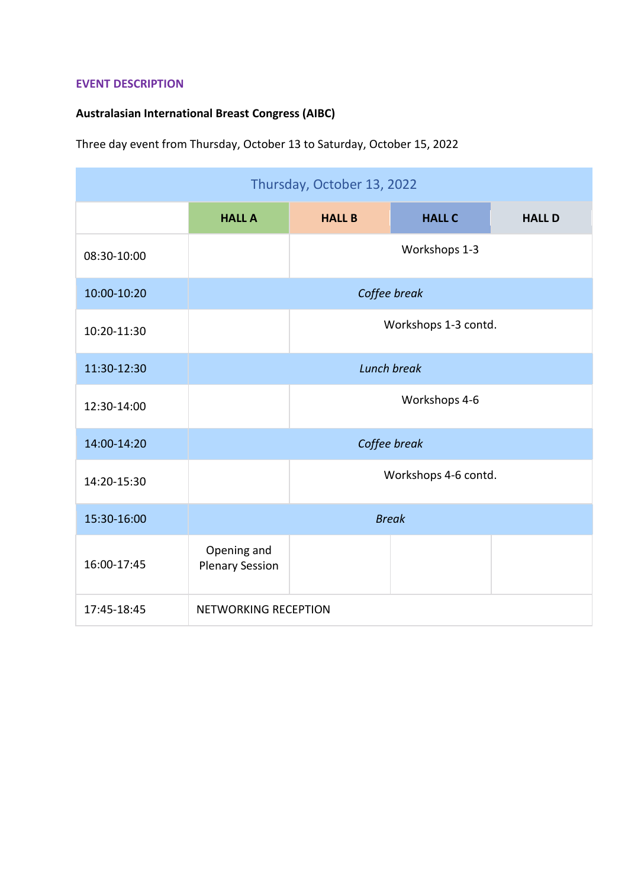**EVENT DESCRIPTION**

**Australasian International Breast Congress (AIBC)**

Three day event from Thursday, October 13 to Saturday, October 15, 2022

| Thursday, October 13, 2022 | | | | |
|---|---|---|---|---|
| | **HALL A** | **HALL B** | **HALL C** | **HALL D** |
| 08:30-10:00 | | Workshops 1-3 | | |
| 10:00-10:20 | *Coffee break* | | | |
| 10:20-11:30 | | Workshops 1-3 contd. | | |
| 11:30-12:30 | *Lunch break* | | | |
| 12:30-14:00 | | Workshops 4-6 | | |
| 14:00-14:20 | *Coffee break* | | | |
| 14:20-15:30 | | Workshops 4-6 contd. | | |
| 15:30-16:00 | *Break* | | | |
| 16:00-17:45 | Opening and Plenary Session | | | |
| 17:45-18:45 | NETWORKING RECEPTION | | | |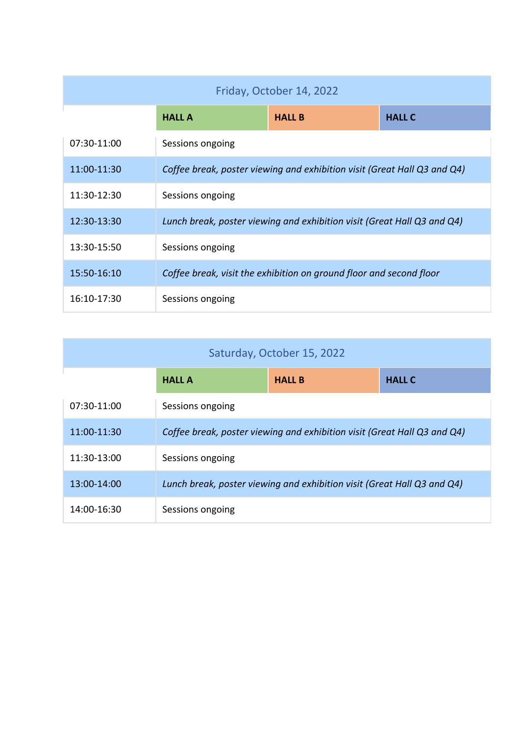| Friday, October 14, 2022 | | | |
|---|---|---|---|
| | **HALL A** | **HALL B** | **HALL C** |
| 07:30-11:00 | Sessions ongoing | | |
| 11:00-11:30 | *Coffee break, poster viewing and exhibition visit (Great Hall Q3 and Q4)* | | |
| 11:30-12:30 | Sessions ongoing | | |
| 12:30-13:30 | *Lunch break, poster viewing and exhibition visit (Great Hall Q3 and Q4)* | | |
| 13:30-15:50 | Sessions ongoing | | |
| 15:50-16:10 | *Coffee break, visit the exhibition on ground floor and second floor* | | |
| 16:10-17:30 | Sessions ongoing | | |

| Saturday, October 15, 2022 | | | |
|---|---|---|---|
| | **HALL A** | **HALL B** | **HALL C** |
| 07:30-11:00 | Sessions ongoing | | |
| 11:00-11:30 | *Coffee break, poster viewing and exhibition visit (Great Hall Q3 and Q4)* | | |
| 11:30-13:00 | Sessions ongoing | | |
| 13:00-14:00 | *Lunch break, poster viewing and exhibition visit (Great Hall Q3 and Q4)* | | |
| 14:00-16:30 | Sessions ongoing | | |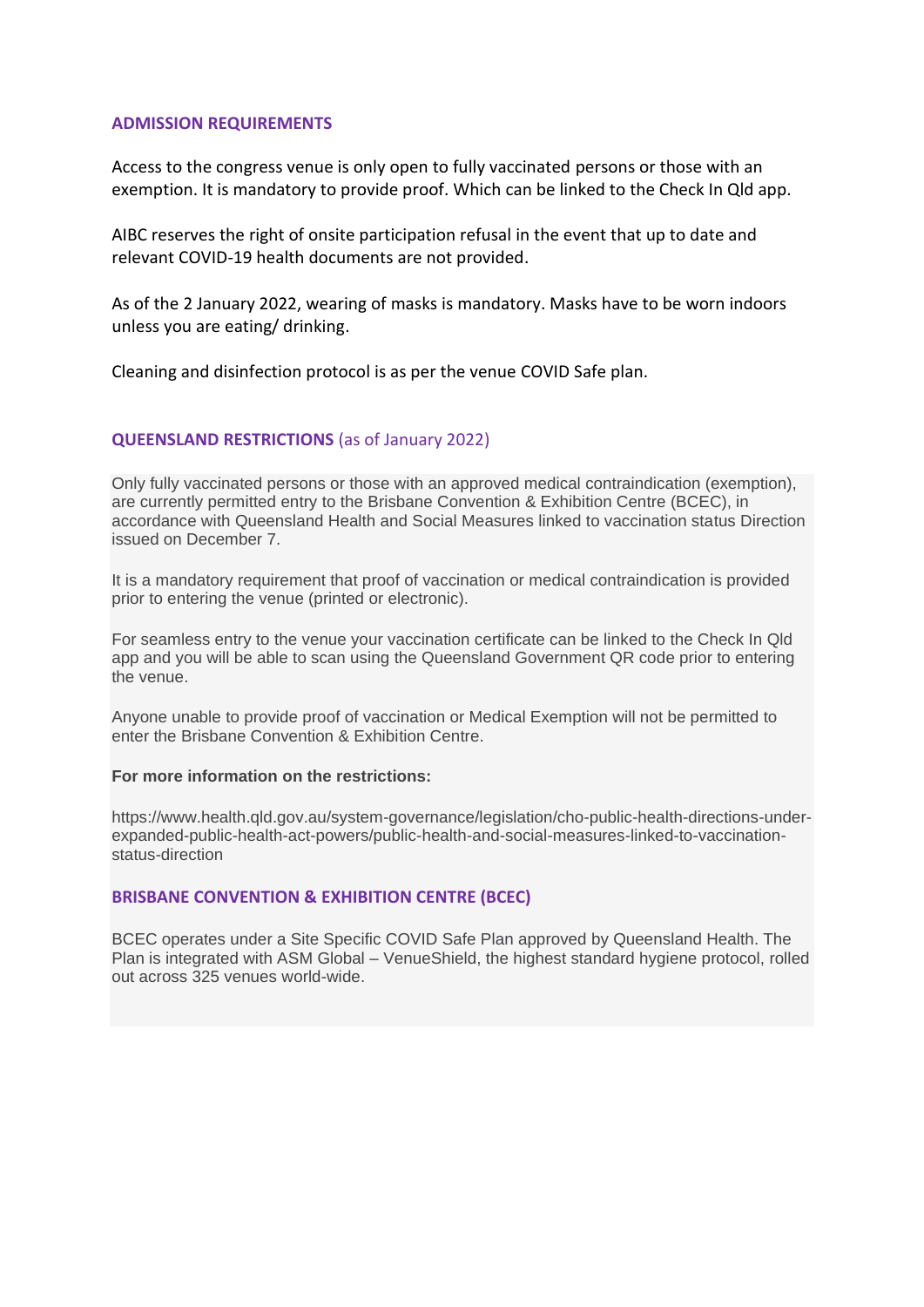## ADMISSION REQUIREMENTS

Access to the congress venue is only open to fully vaccinated persons or those with an exemption. It is mandatory to provide proof. Which can be linked to the Check In Qld app.

AIBC reserves the right of onsite participation refusal in the event that up to date and relevant COVID-19 health documents are not provided.

As of the 2 January 2022, wearing of masks is mandatory. Masks have to be worn indoors unless you are eating/ drinking.

Cleaning and disinfection protocol is as per the venue COVID Safe plan.

## QUEENSLAND RESTRICTIONS (as of January 2022)

Only fully vaccinated persons or those with an approved medical contraindication (exemption), are currently permitted entry to the Brisbane Convention & Exhibition Centre (BCEC), in accordance with Queensland Health and Social Measures linked to vaccination status Direction issued on December 7.

It is a mandatory requirement that proof of vaccination or medical contraindication is provided prior to entering the venue (printed or electronic).

For seamless entry to the venue your vaccination certificate can be linked to the Check In Qld app and you will be able to scan using the Queensland Government QR code prior to entering the venue.

Anyone unable to provide proof of vaccination or Medical Exemption will not be permitted to enter the Brisbane Convention & Exhibition Centre.

**For more information on the restrictions:**

https://www.health.qld.gov.au/system-governance/legislation/cho-public-health-directions-under-expanded-public-health-act-powers/public-health-and-social-measures-linked-to-vaccination-status-direction

## BRISBANE CONVENTION & EXHIBITION CENTRE (BCEC)

BCEC operates under a Site Specific COVID Safe Plan approved by Queensland Health. The Plan is integrated with ASM Global – VenueShield, the highest standard hygiene protocol, rolled out across 325 venues world-wide.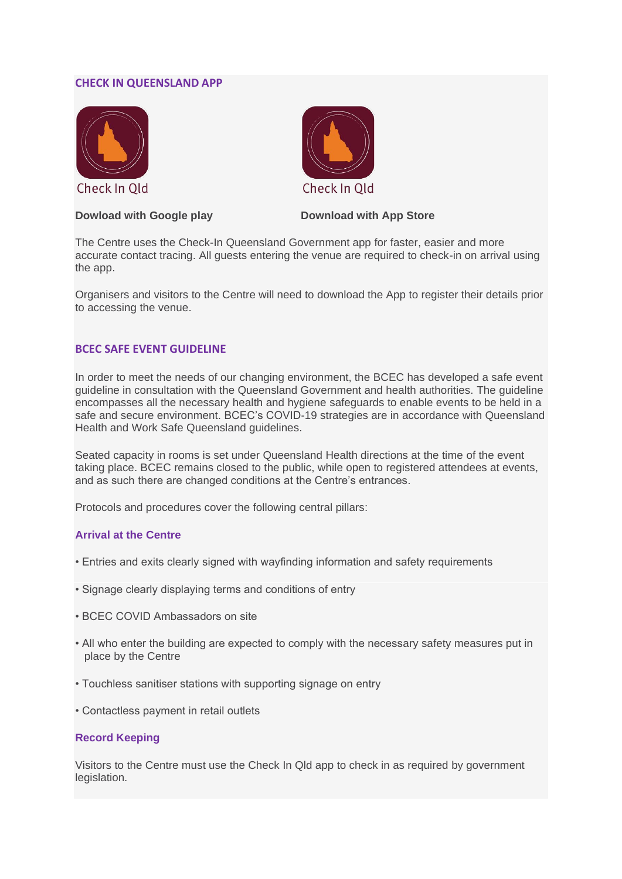## CHECK IN QUEENSLAND APP

Check In Qld

Check In Qld

**Dowload with Google play**

**Download with App Store**

The Centre uses the Check-In Queensland Government app for faster, easier and more accurate contact tracing. All guests entering the venue are required to check-in on arrival using the app.

Organisers and visitors to the Centre will need to download the App to register their details prior to accessing the venue.

## BCEC SAFE EVENT GUIDELINE

In order to meet the needs of our changing environment, the BCEC has developed a safe event guideline in consultation with the Queensland Government and health authorities. The guideline encompasses all the necessary health and hygiene safeguards to enable events to be held in a safe and secure environment. BCEC's COVID-19 strategies are in accordance with Queensland Health and Work Safe Queensland guidelines.

Seated capacity in rooms is set under Queensland Health directions at the time of the event taking place. BCEC remains closed to the public, while open to registered attendees at events, and as such there are changed conditions at the Centre's entrances.

Protocols and procedures cover the following central pillars:

### Arrival at the Centre

- Entries and exits clearly signed with wayfinding information and safety requirements
- Signage clearly displaying terms and conditions of entry
- BCEC COVID Ambassadors on site
- All who enter the building are expected to comply with the necessary safety measures put in place by the Centre
- Touchless sanitiser stations with supporting signage on entry
- Contactless payment in retail outlets

### Record Keeping

Visitors to the Centre must use the Check In Qld app to check in as required by government legislation.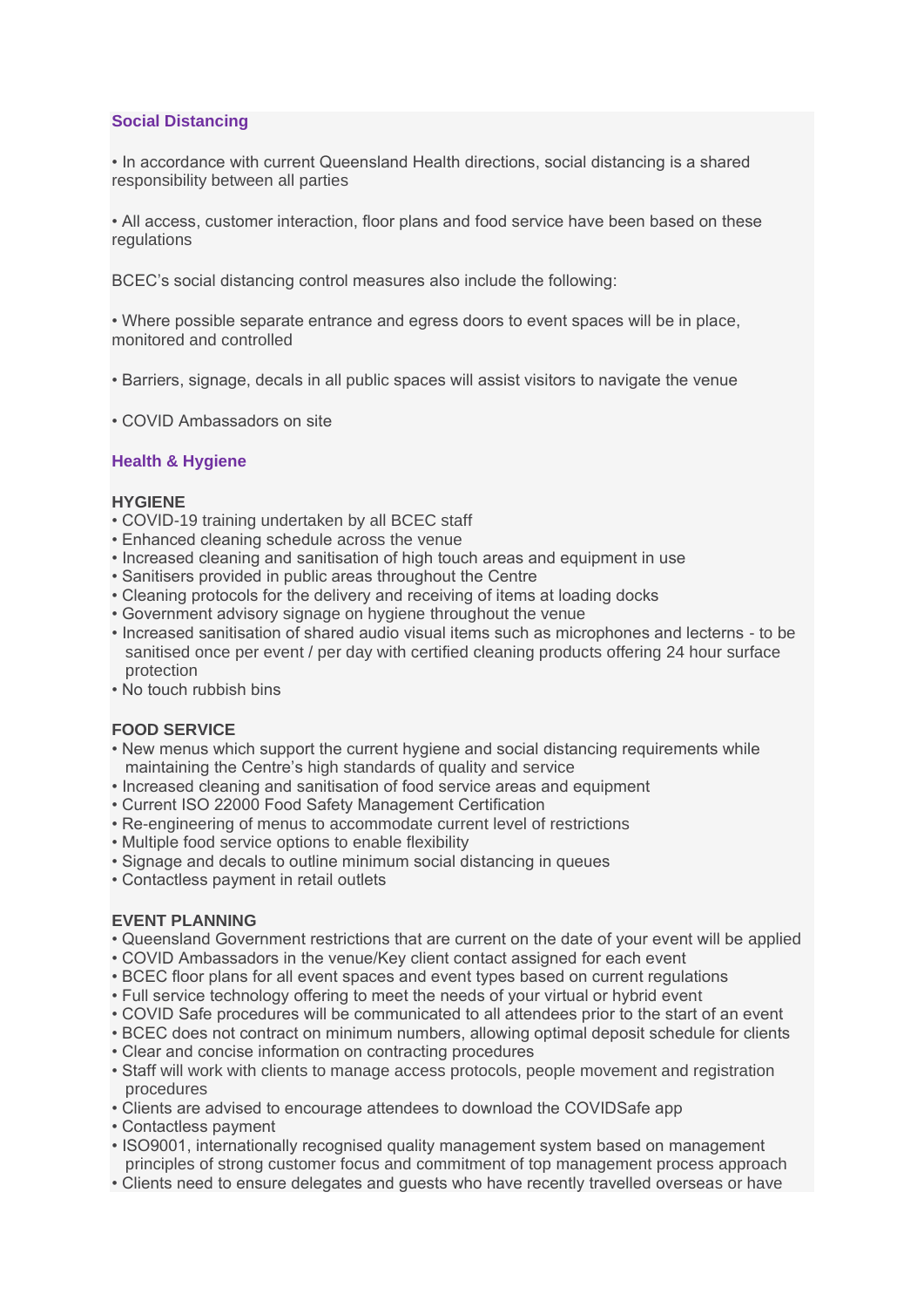## Social Distancing

• In accordance with current Queensland Health directions, social distancing is a shared responsibility between all parties

• All access, customer interaction, floor plans and food service have been based on these regulations

BCEC's social distancing control measures also include the following:

• Where possible separate entrance and egress doors to event spaces will be in place, monitored and controlled

• Barriers, signage, decals in all public spaces will assist visitors to navigate the venue

• COVID Ambassadors on site

## Health & Hygiene

### HYGIENE

- COVID-19 training undertaken by all BCEC staff
- Enhanced cleaning schedule across the venue
- Increased cleaning and sanitisation of high touch areas and equipment in use
- Sanitisers provided in public areas throughout the Centre
- Cleaning protocols for the delivery and receiving of items at loading docks
- Government advisory signage on hygiene throughout the venue
- Increased sanitisation of shared audio visual items such as microphones and lecterns - to be sanitised once per event / per day with certified cleaning products offering 24 hour surface protection
- No touch rubbish bins

### FOOD SERVICE

- New menus which support the current hygiene and social distancing requirements while maintaining the Centre's high standards of quality and service
- Increased cleaning and sanitisation of food service areas and equipment
- Current ISO 22000 Food Safety Management Certification
- Re-engineering of menus to accommodate current level of restrictions
- Multiple food service options to enable flexibility
- Signage and decals to outline minimum social distancing in queues
- Contactless payment in retail outlets

### EVENT PLANNING

- Queensland Government restrictions that are current on the date of your event will be applied
- COVID Ambassadors in the venue/Key client contact assigned for each event
- BCEC floor plans for all event spaces and event types based on current regulations
- Full service technology offering to meet the needs of your virtual or hybrid event
- COVID Safe procedures will be communicated to all attendees prior to the start of an event
- BCEC does not contract on minimum numbers, allowing optimal deposit schedule for clients
- Clear and concise information on contracting procedures
- Staff will work with clients to manage access protocols, people movement and registration procedures
- Clients are advised to encourage attendees to download the COVIDSafe app
- Contactless payment
- ISO9001, internationally recognised quality management system based on management principles of strong customer focus and commitment of top management process approach
- Clients need to ensure delegates and guests who have recently travelled overseas or have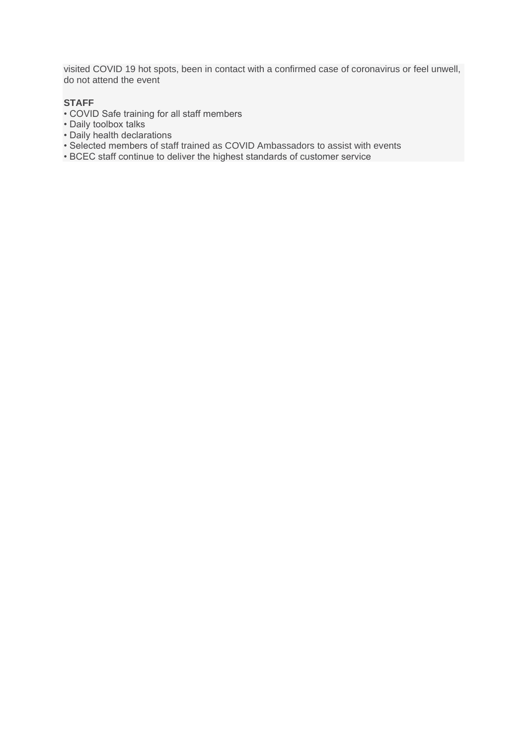visited COVID 19 hot spots, been in contact with a confirmed case of coronavirus or feel unwell, do not attend the event

**STAFF**

- COVID Safe training for all staff members
- Daily toolbox talks
- Daily health declarations
- Selected members of staff trained as COVID Ambassadors to assist with events
- BCEC staff continue to deliver the highest standards of customer service